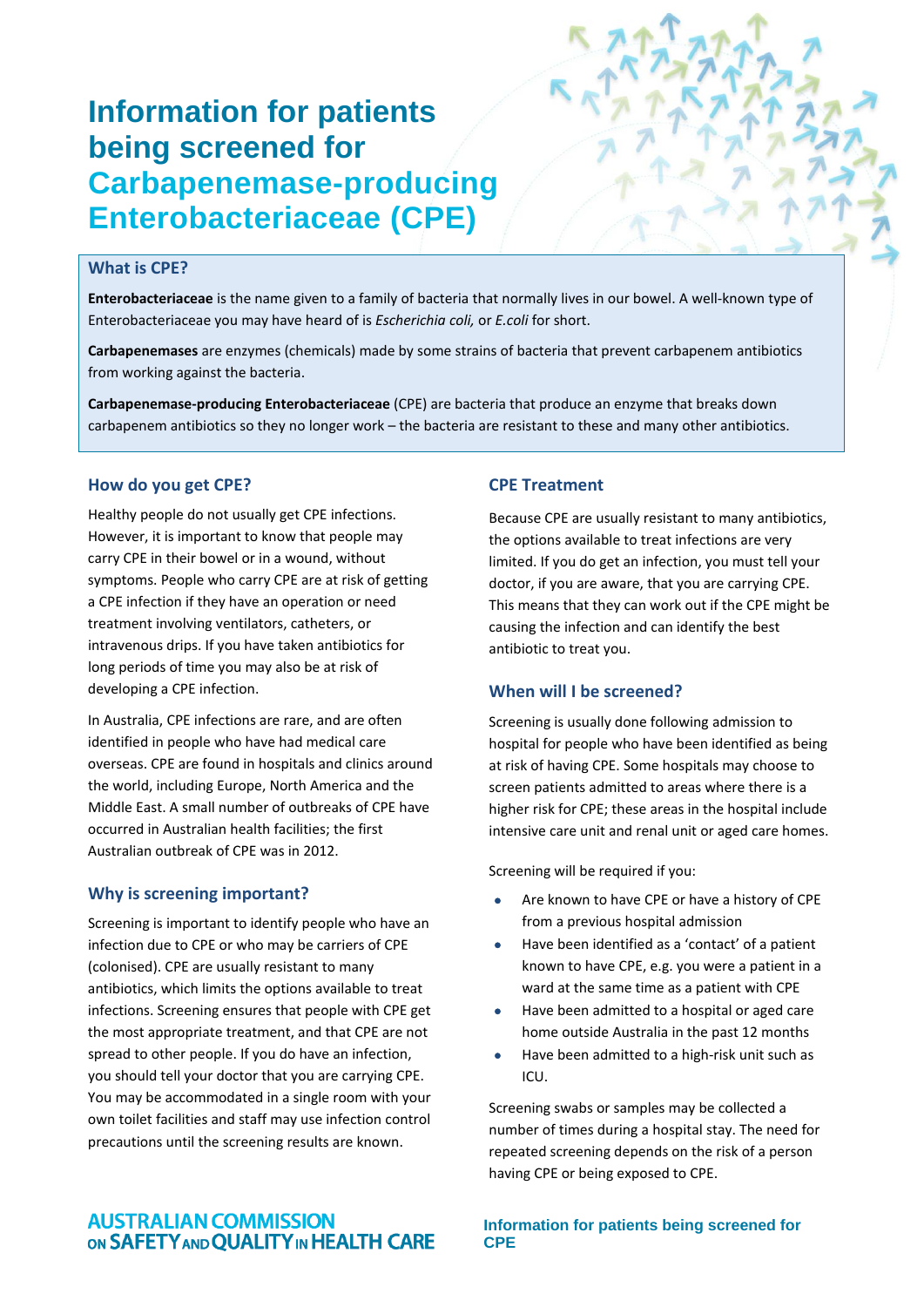# Information for patients being screened for Carbapenemase-producing Enterobacteriaceae (CPE)

## What is CPE?

**Enterobacteriaceae** is the name given to a family of bacteria that normally lives in our bowel. A well-known type of Enterobacteriaceae you may have heard of is *Escherichia coli,* or *E.coli* for short.

**Carbapenemases** are enzymes (chemicals) made by some strains of bacteria that prevent carbapenem antibiotics from working against the bacteria.

**Carbapenemase-producing Enterobacteriaceae** (CPE) are bacteria that produce an enzyme that breaks down carbapenem antibiotics so they no longer work – the bacteria are resistant to these and many other antibiotics.

## How do you get CPE?

Healthy people do not usually get CPE infections. However, it is important to know that people may carry CPE in their bowel or in a wound, without symptoms. People who carry CPE are at risk of getting a CPE infection if they have an operation or need treatment involving ventilators, catheters, or intravenous drips. If you have taken antibiotics for long periods of time you may also be at risk of developing a CPE infection.

In Australia, CPE infections are rare, and are often identified in people who have had medical care overseas. CPE are found in hospitals and clinics around the world, including Europe, North America and the Middle East. A small number of outbreaks of CPE have occurred in Australian health facilities; the first Australian outbreak of CPE was in 2012.

## Why is screening important?

Screening is important to identify people who have an infection due to CPE or who may be carriers of CPE (colonised). CPE are usually resistant to many antibiotics, which limits the options available to treat infections. Screening ensures that people with CPE get the most appropriate treatment, and that CPE are not spread to other people. If you do have an infection, you should tell your doctor that you are carrying CPE. You may be accommodated in a single room with your own toilet facilities and staff may use infection control precautions until the screening results are known.

## CPE Treatment

Because CPE are usually resistant to many antibiotics, the options available to treat infections are very limited. If you do get an infection, you must tell your doctor, if you are aware, that you are carrying CPE. This means that they can work out if the CPE might be causing the infection and can identify the best antibiotic to treat you.

## When will I be screened?

Screening is usually done following admission to hospital for people who have been identified as being at risk of having CPE. Some hospitals may choose to screen patients admitted to areas where there is a higher risk for CPE; these areas in the hospital include intensive care unit and renal unit or aged care homes.

Screening will be required if you:

- Are known to have CPE or have a history of CPE from a previous hospital admission
- Have been identified as a 'contact' of a patient known to have CPE, e.g. you were a patient in a ward at the same time as a patient with CPE
- Have been admitted to a hospital or aged care home outside Australia in the past 12 months
- Have been admitted to a high-risk unit such as ICU.

Screening swabs or samples may be collected a number of times during a hospital stay. The need for repeated screening depends on the risk of a person having CPE or being exposed to CPE.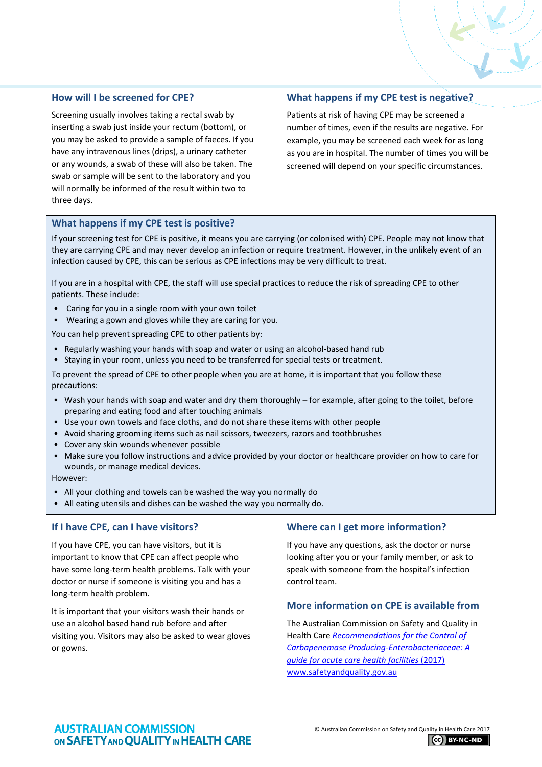## How will I be screened for CPE?

Screening usually involves taking a rectal swab by inserting a swab just inside your rectum (bottom), or you may be asked to provide a sample of faeces. If you have any intravenous lines (drips), a urinary catheter or any wounds, a swab of these will also be taken. The swab or sample will be sent to the laboratory and you will normally be informed of the result within two to three days.

## What happens if my CPE test is negative?

Patients at risk of having CPE may be screened a number of times, even if the results are negative. For example, you may be screened each week for as long as you are in hospital. The number of times you will be screened will depend on your specific circumstances.

## What happens if my CPE test is positive?

If your screening test for CPE is positive, it means you are carrying (or colonised with) CPE. People may not know that they are carrying CPE and may never develop an infection or require treatment. However, in the unlikely event of an infection caused by CPE, this can be serious as CPE infections may be very difficult to treat.

If you are in a hospital with CPE, the staff will use special practices to reduce the risk of spreading CPE to other patients. These include:

- Caring for you in a single room with your own toilet
- Wearing a gown and gloves while they are caring for you.

You can help prevent spreading CPE to other patients by:

- Regularly washing your hands with soap and water or using an alcohol-based hand rub
- Staying in your room, unless you need to be transferred for special tests or treatment.

To prevent the spread of CPE to other people when you are at home, it is important that you follow these precautions:

- Wash your hands with soap and water and dry them thoroughly – for example, after going to the toilet, before preparing and eating food and after touching animals
- Use your own towels and face cloths, and do not share these items with other people
- Avoid sharing grooming items such as nail scissors, tweezers, razors and toothbrushes
- Cover any skin wounds whenever possible
- Make sure you follow instructions and advice provided by your doctor or healthcare provider on how to care for wounds, or manage medical devices.

However:

- All your clothing and towels can be washed the way you normally do
- All eating utensils and dishes can be washed the way you normally do.

## If I have CPE, can I have visitors?

If you have CPE, you can have visitors, but it is important to know that CPE can affect people who have some long-term health problems. Talk with your doctor or nurse if someone is visiting you and has a long-term health problem.

It is important that your visitors wash their hands or use an alcohol based hand rub before and after visiting you. Visitors may also be asked to wear gloves or gowns.

## Where can I get more information?

If you have any questions, ask the doctor or nurse looking after you or your family member, or ask to speak with someone from the hospital's infection control team.

## More information on CPE is available from

The Australian Commission on Safety and Quality in Health Care *Recommendations for the Control of Carbapenemase Producing-Enterobacteriaceae: A guide for acute care health facilities* (2017) www.safetyandquality.gov.au

AUSTRALIAN COMMISSION ON SAFETY AND QUALITY IN HEALTH CARE

© Australian Commission on Safety and Quality in Health Care 2017

BY-NC-ND